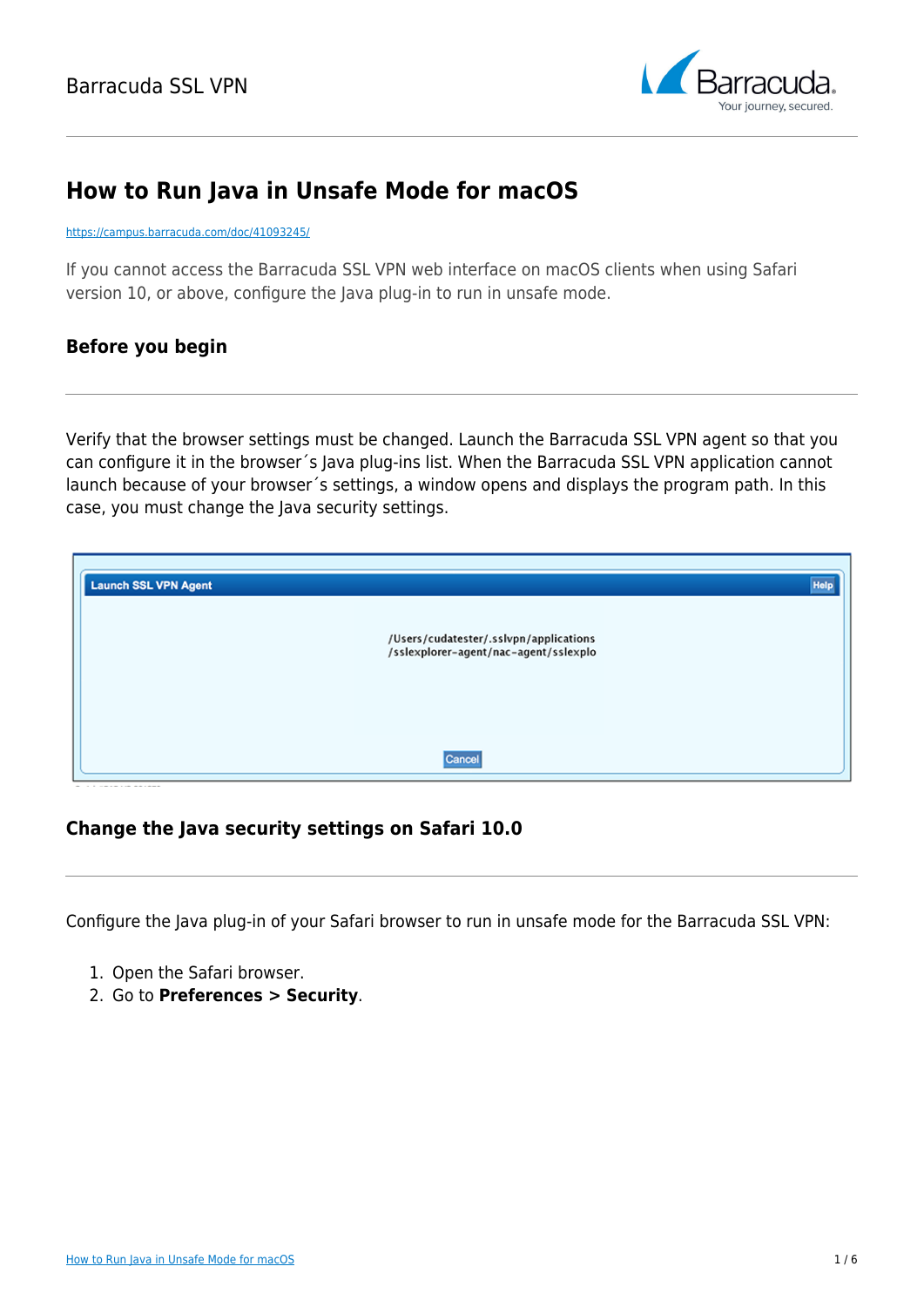# How to Run Java in Unsafe Mode for macOS

https://campus.barracuda.com/doc/41093245/

If you cannot access the Barracuda SSL VPN web interface on macOS clients when using Safari version 10, or above, configure the Java plug-in to run in unsafe mode.

## Before you begin

Verify that the browser settings must be changed. Launch the Barracuda SSL VPN agent so that you can configure it in the browser´s Java plug-ins list. When the Barracuda SSL VPN application cannot launch because of your browser´s settings, a window opens and displays the program path. In this case, you must change the Java security settings.

## Change the Java security settings on Safari 10.0

Configure the Java plug-in of your Safari browser to run in unsafe mode for the Barracuda SSL VPN:

1. Open the Safari browser.
2. Go to **Preferences > Security**.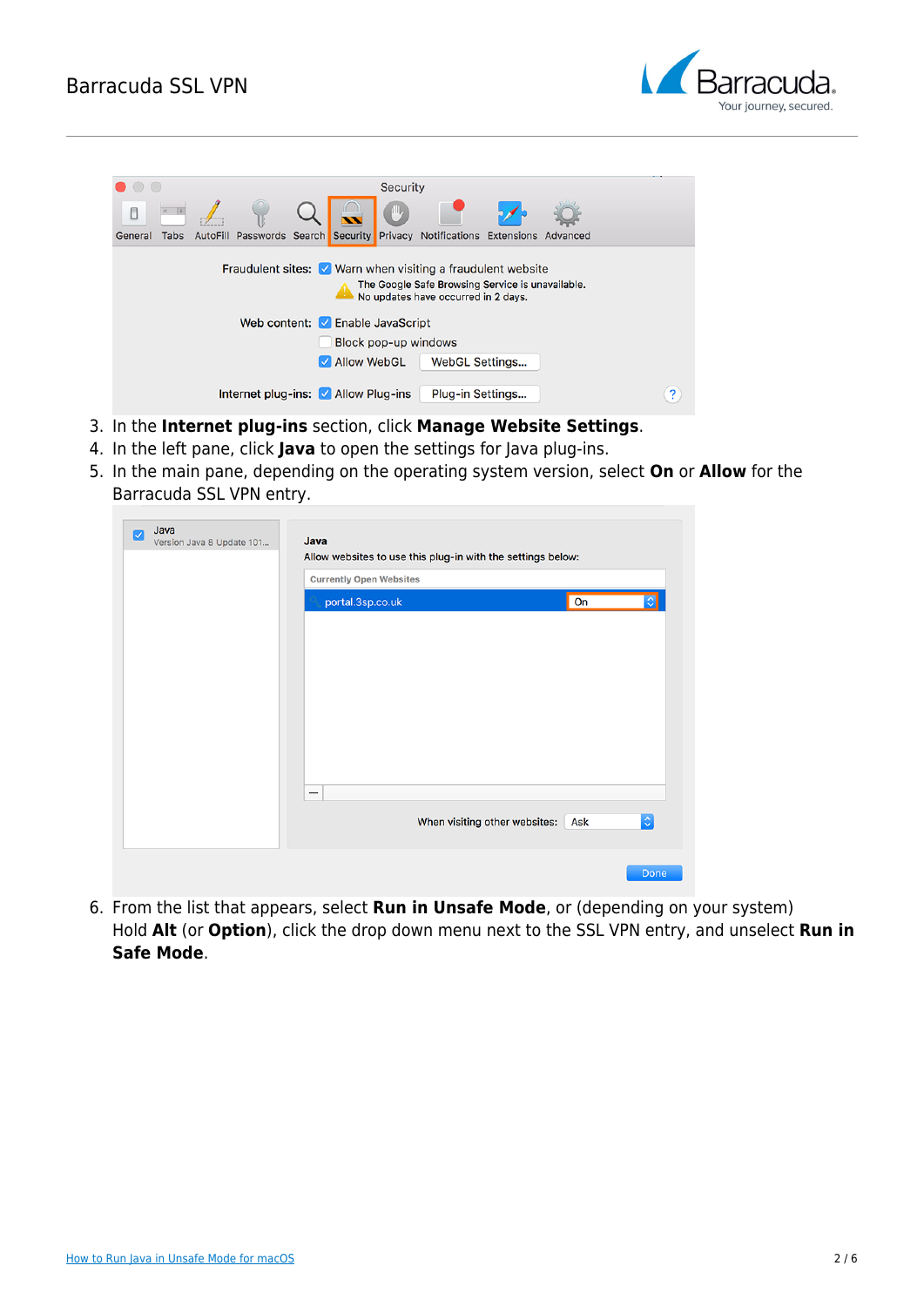3. In the **Internet plug-ins** section, click **Manage Website Settings**.
4. In the left pane, click **Java** to open the settings for Java plug-ins.
5. In the main pane, depending on the operating system version, select **On** or **Allow** for the Barracuda SSL VPN entry.
6. From the list that appears, select **Run in Unsafe Mode**, or (depending on your system) Hold **Alt** (or **Option**), click the drop down menu next to the SSL VPN entry, and unselect **Run in Safe Mode**.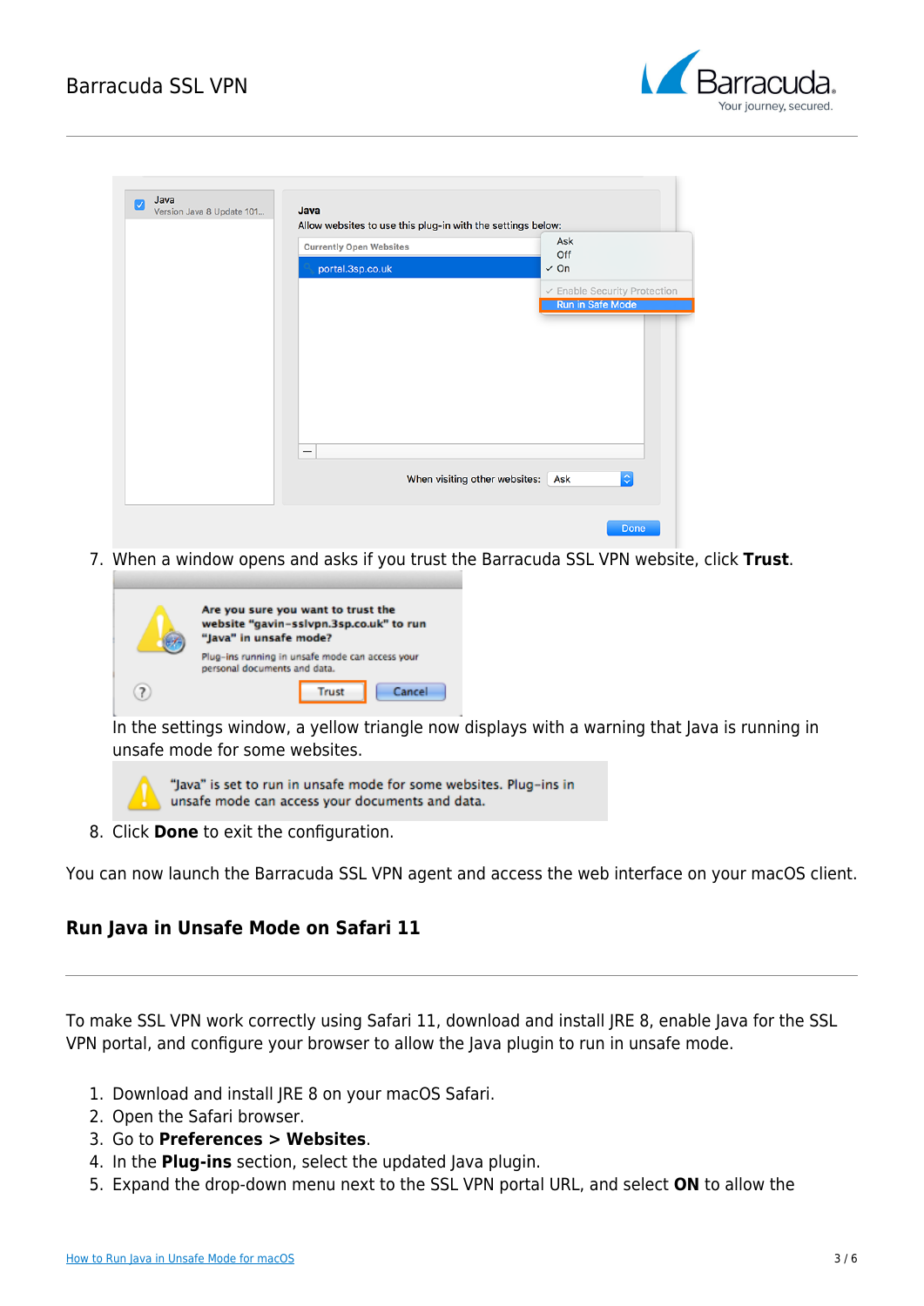7. When a window opens and asks if you trust the Barracuda SSL VPN website, click **Trust**.

   In the settings window, a yellow triangle now displays with a warning that Java is running in unsafe mode for some websites.

8. Click **Done** to exit the configuration.

You can now launch the Barracuda SSL VPN agent and access the web interface on your macOS client.

## Run Java in Unsafe Mode on Safari 11

To make SSL VPN work correctly using Safari 11, download and install JRE 8, enable Java for the SSL VPN portal, and configure your browser to allow the Java plugin to run in unsafe mode.

1. Download and install JRE 8 on your macOS Safari.
2. Open the Safari browser.
3. Go to **Preferences > Websites**.
4. In the **Plug-ins** section, select the updated Java plugin.
5. Expand the drop-down menu next to the SSL VPN portal URL, and select **ON** to allow the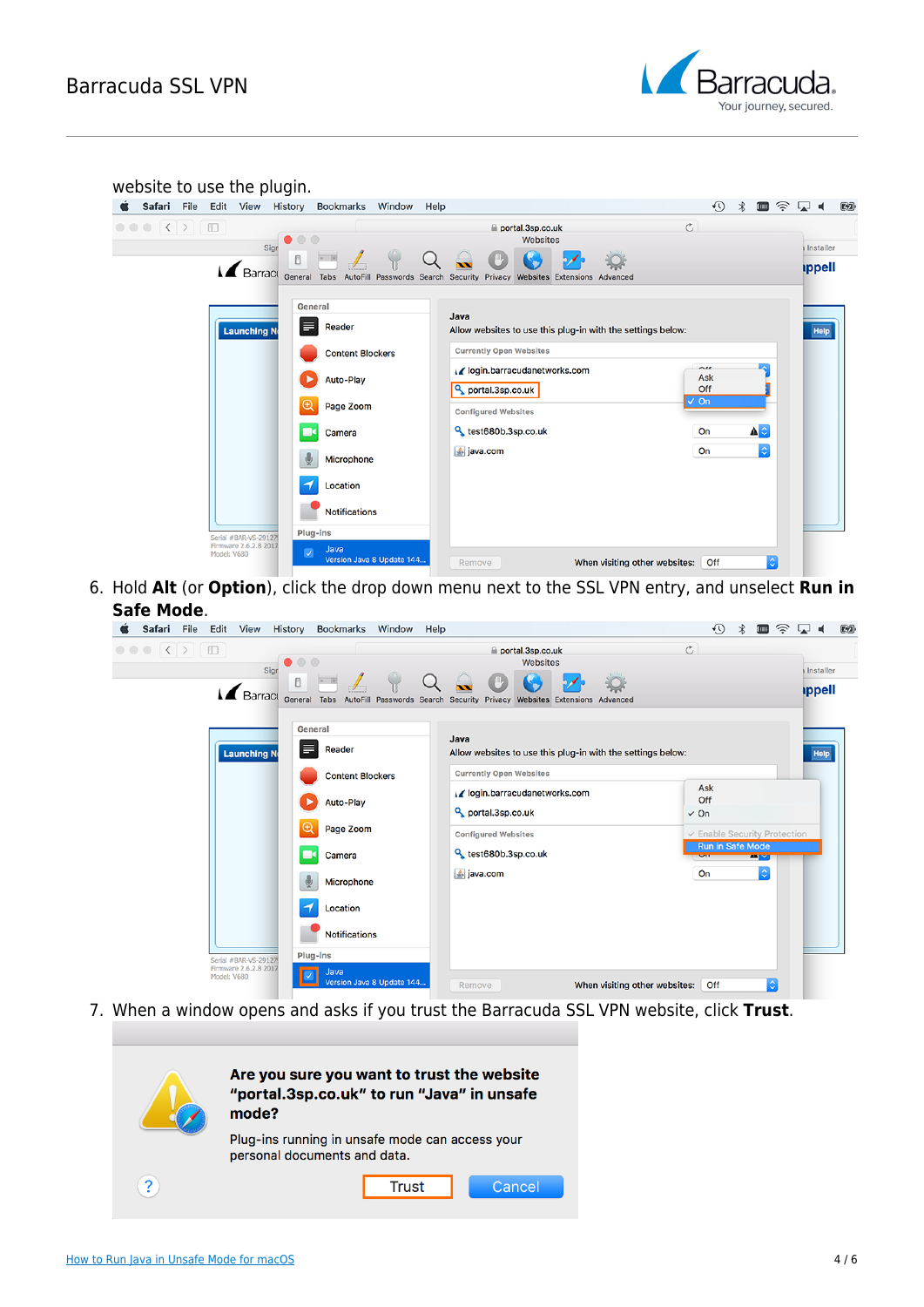website to use the plugin.

6. Hold **Alt** (or **Option**), click the drop down menu next to the SSL VPN entry, and unselect **Run in Safe Mode**.

7. When a window opens and asks if you trust the Barracuda SSL VPN website, click **Trust**.

How to Run Java in Unsafe Mode for macOS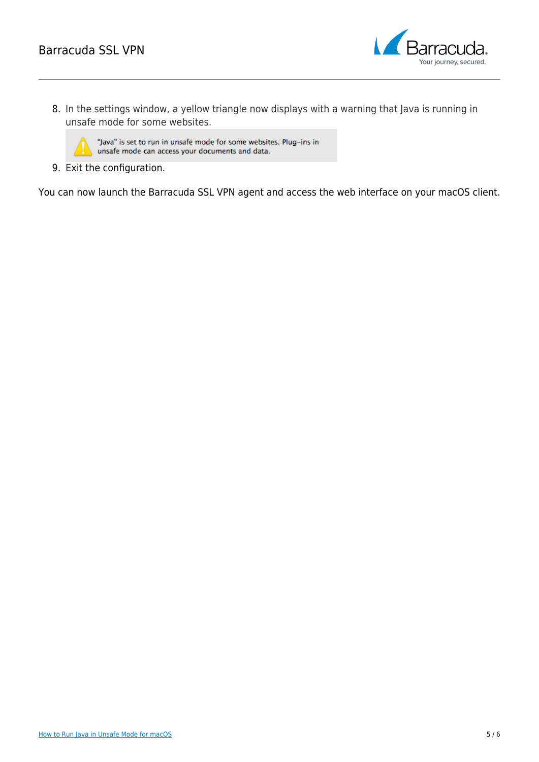8. In the settings window, a yellow triangle now displays with a warning that Java is running in unsafe mode for some websites.

   "Java" is set to run in unsafe mode for some websites. Plug-ins in unsafe mode can access your documents and data.

9. Exit the configuration.

You can now launch the Barracuda SSL VPN agent and access the web interface on your macOS client.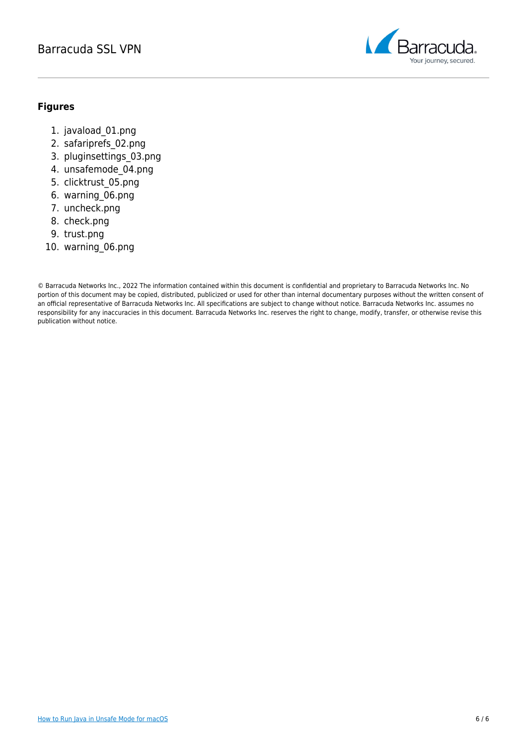## Figures

1. javaload_01.png
2. safariprefs_02.png
3. pluginsettings_03.png
4. unsafemode_04.png
5. clicktrust_05.png
6. warning_06.png
7. uncheck.png
8. check.png
9. trust.png
10. warning_06.png

© Barracuda Networks Inc., 2022 The information contained within this document is confidential and proprietary to Barracuda Networks Inc. No portion of this document may be copied, distributed, publicized or used for other than internal documentary purposes without the written consent of an official representative of Barracuda Networks Inc. All specifications are subject to change without notice. Barracuda Networks Inc. assumes no responsibility for any inaccuracies in this document. Barracuda Networks Inc. reserves the right to change, modify, transfer, or otherwise revise this publication without notice.